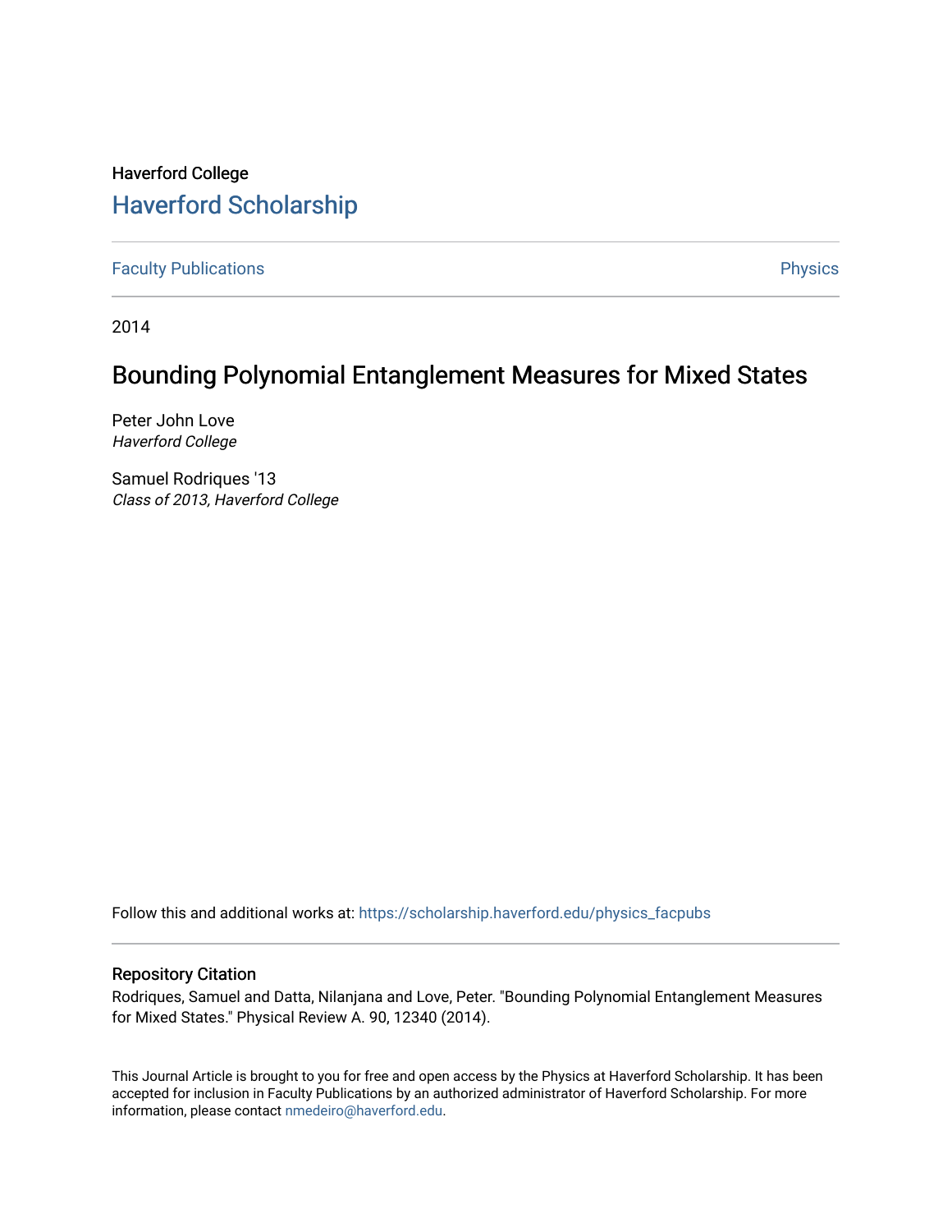Haverford College

# Haverford Scholarship

Faculty Publications | Physics

2014

## Bounding Polynomial Entanglement Measures for Mixed States

Peter John Love
*Haverford College*

Samuel Rodriques '13
*Class of 2013, Haverford College*

Follow this and additional works at: https://scholarship.haverford.edu/physics_facpubs

### Repository Citation

Rodriques, Samuel and Datta, Nilanjana and Love, Peter. "Bounding Polynomial Entanglement Measures for Mixed States." Physical Review A. 90, 12340 (2014).

This Journal Article is brought to you for free and open access by the Physics at Haverford Scholarship. It has been accepted for inclusion in Faculty Publications by an authorized administrator of Haverford Scholarship. For more information, please contact nmedeiro@haverford.edu.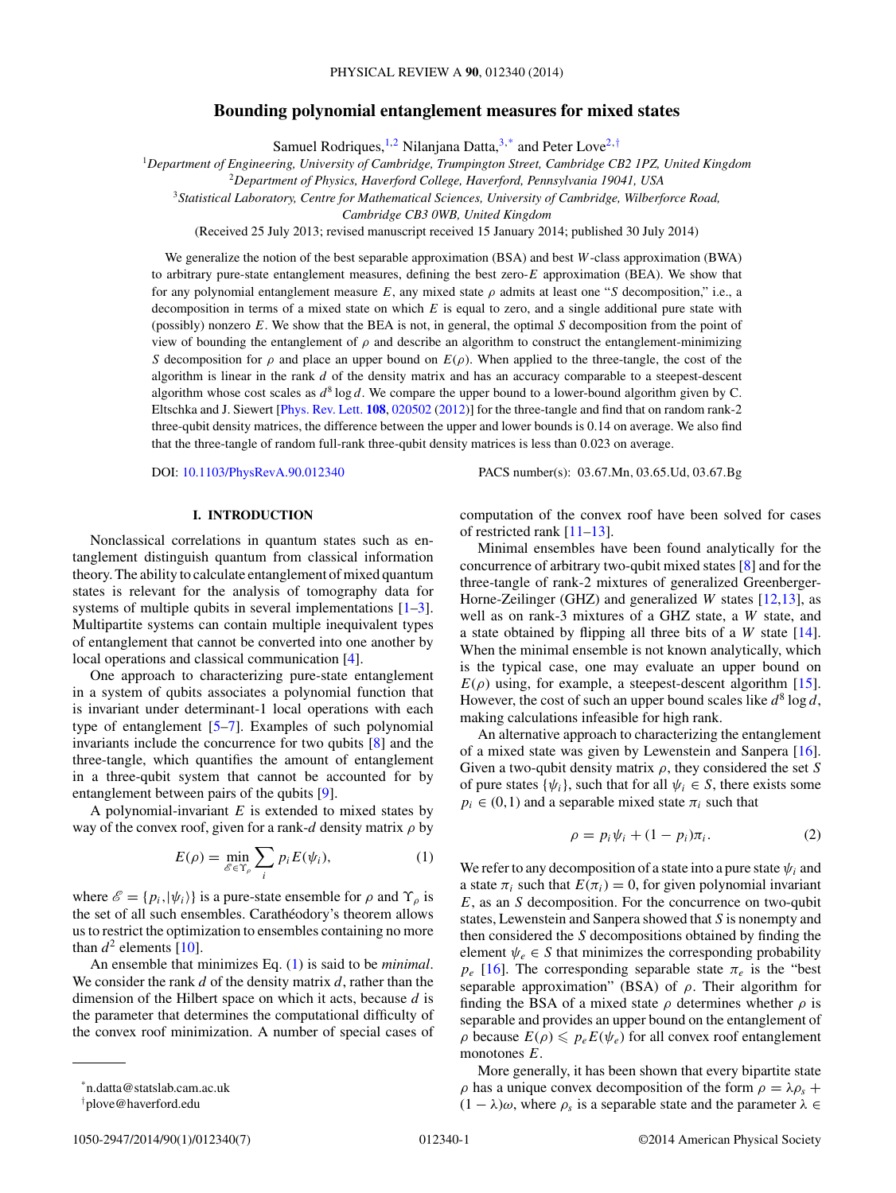# Bounding polynomial entanglement measures for mixed states

Samuel Rodriques,[1,2] Nilanjana Datta,[3,*] and Peter Love[2,†]

[1]Department of Engineering, University of Cambridge, Trumpington Street, Cambridge CB2 1PZ, United Kingdom
[2]Department of Physics, Haverford College, Haverford, Pennsylvania 19041, USA
[3]Statistical Laboratory, Centre for Mathematical Sciences, University of Cambridge, Wilberforce Road, Cambridge CB3 0WB, United Kingdom

(Received 25 July 2013; revised manuscript received 15 January 2014; published 30 July 2014)

We generalize the notion of the best separable approximation (BSA) and best $W$-class approximation (BWA) to arbitrary pure-state entanglement measures, defining the best zero-$E$ approximation (BEA). We show that for any polynomial entanglement measure $E$, any mixed state $\rho$ admits at least one "$S$ decomposition," i.e., a decomposition in terms of a mixed state on which $E$ is equal to zero, and a single additional pure state with (possibly) nonzero $E$. We show that the BEA is not, in general, the optimal $S$ decomposition from the point of view of bounding the entanglement of $\rho$ and describe an algorithm to construct the entanglement-minimizing $S$ decomposition for $\rho$ and place an upper bound on $E(\rho)$. When applied to the three-tangle, the cost of the algorithm is linear in the rank $d$ of the density matrix and has an accuracy comparable to a steepest-descent algorithm whose cost scales as $d^8 \log d$. We compare the upper bound to a lower-bound algorithm given by C. Eltschka and J. Siewert [Phys. Rev. Lett. **108**, 020502 (2012)] for the three-tangle and find that on random rank-2 three-qubit density matrices, the difference between the upper and lower bounds is 0.14 on average. We also find that the three-tangle of random full-rank three-qubit density matrices is less than 0.023 on average.

DOI: 10.1103/PhysRevA.90.012340 PACS number(s): 03.67.Mn, 03.65.Ud, 03.67.Bg

## I. INTRODUCTION

Nonclassical correlations in quantum states such as entanglement distinguish quantum from classical information theory. The ability to calculate entanglement of mixed quantum states is relevant for the analysis of tomography data for systems of multiple qubits in several implementations [1–3]. Multipartite systems can contain multiple inequivalent types of entanglement that cannot be converted into one another by local operations and classical communication [4].

One approach to characterizing pure-state entanglement in a system of qubits associates a polynomial function that is invariant under determinant-1 local operations with each type of entanglement [5–7]. Examples of such polynomial invariants include the concurrence for two qubits [8] and the three-tangle, which quantifies the amount of entanglement in a three-qubit system that cannot be accounted for by entanglement between pairs of the qubits [9].

A polynomial-invariant $E$ is extended to mixed states by way of the convex roof, given for a rank-$d$ density matrix $\rho$ by

$$E(\rho) = \min_{\mathscr{E} \in \Upsilon_\rho} \sum_i p_i E(\psi_i), \tag{1}$$

where $\mathscr{E} = \{p_i, |\psi_i\rangle\}$ is a pure-state ensemble for $\rho$ and $\Upsilon_\rho$ is the set of all such ensembles. Carathéodory's theorem allows us to restrict the optimization to ensembles containing no more than $d^2$ elements [10].

An ensemble that minimizes Eq. (1) is said to be *minimal*. We consider the rank $d$ of the density matrix $d$, rather than the dimension of the Hilbert space on which it acts, because $d$ is the parameter that determines the computational difficulty of the convex roof minimization. A number of special cases of computation of the convex roof have been solved for cases of restricted rank [11–13].

Minimal ensembles have been found analytically for the concurrence of arbitrary two-qubit mixed states [8] and for the three-tangle of rank-2 mixtures of generalized Greenberger-Horne-Zeilinger (GHZ) and generalized $W$ states [12,13], as well as on rank-3 mixtures of a GHZ state, a $W$ state, and a state obtained by flipping all three bits of a $W$ state [14]. When the minimal ensemble is not known analytically, which is the typical case, one may evaluate an upper bound on $E(\rho)$ using, for example, a steepest-descent algorithm [15]. However, the cost of such an upper bound scales like $d^8 \log d$, making calculations infeasible for high rank.

An alternative approach to characterizing the entanglement of a mixed state was given by Lewenstein and Sanpera [16]. Given a two-qubit density matrix $\rho$, they considered the set $S$ of pure states $\{\psi_i\}$, such that for all $\psi_i \in S$, there exists some $p_i \in (0,1)$ and a separable mixed state $\pi_i$ such that

$$\rho = p_i \psi_i + (1 - p_i)\pi_i. \tag{2}$$

We refer to any decomposition of a state into a pure state $\psi_i$ and a state $\pi_i$ such that $E(\pi_i) = 0$, for given polynomial invariant $E$, as an $S$ decomposition. For the concurrence on two-qubit states, Lewenstein and Sanpera showed that $S$ is nonempty and then considered the $S$ decompositions obtained by finding the element $\psi_e \in S$ that minimizes the corresponding probability $p_e$ [16]. The corresponding separable state $\pi_e$ is the "best separable approximation" (BSA) of $\rho$. Their algorithm for finding the BSA of a mixed state $\rho$ determines whether $\rho$ is separable and provides an upper bound on the entanglement of $\rho$ because $E(\rho) \leqslant p_e E(\psi_e)$ for all convex roof entanglement monotones $E$.

More generally, it has been shown that every bipartite state $\rho$ has a unique convex decomposition of the form $\rho = \lambda\rho_s + (1 - \lambda)\omega$, where $\rho_s$ is a separable state and the parameter $\lambda \in$

*n.datta@statslab.cam.ac.uk
†plove@haverford.edu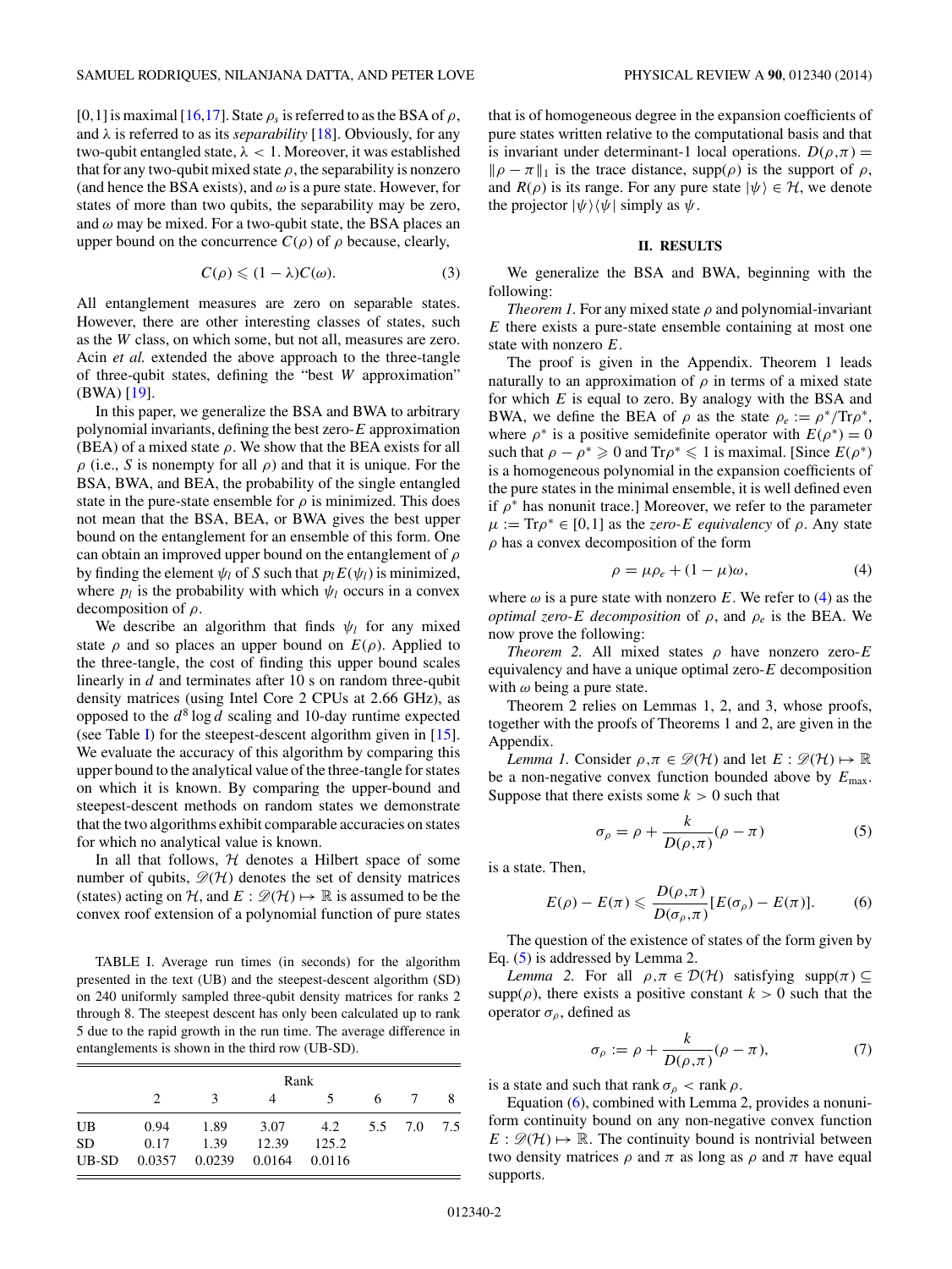[0,1] is maximal [16,17]. State $\rho_s$ is referred to as the BSA of $\rho$, and $\lambda$ is referred to as its *separability* [18]. Obviously, for any two-qubit entangled state, $\lambda < 1$. Moreover, it was established that for any two-qubit mixed state $\rho$, the separability is nonzero (and hence the BSA exists), and $\omega$ is a pure state. However, for states of more than two qubits, the separability may be zero, and $\omega$ may be mixed. For a two-qubit state, the BSA places an upper bound on the concurrence $C(\rho)$ of $\rho$ because, clearly,

$$C(\rho) \leqslant (1-\lambda)C(\omega). \tag{3}$$

All entanglement measures are zero on separable states. However, there are other interesting classes of states, such as the $W$ class, on which some, but not all, measures are zero. Acin *et al.* extended the above approach to the three-tangle of three-qubit states, defining the "best $W$ approximation" (BWA) [19].

In this paper, we generalize the BSA and BWA to arbitrary polynomial invariants, defining the best zero-$E$ approximation (BEA) of a mixed state $\rho$. We show that the BEA exists for all $\rho$ (i.e., $S$ is nonempty for all $\rho$) and that it is unique. For the BSA, BWA, and BEA, the probability of the single entangled state in the pure-state ensemble for $\rho$ is minimized. This does not mean that the BSA, BEA, or BWA gives the best upper bound on the entanglement for an ensemble of this form. One can obtain an improved upper bound on the entanglement of $\rho$ by finding the element $\psi_l$ of $S$ such that $p_l E(\psi_l)$ is minimized, where $p_l$ is the probability with which $\psi_l$ occurs in a convex decomposition of $\rho$.

We describe an algorithm that finds $\psi_l$ for any mixed state $\rho$ and so places an upper bound on $E(\rho)$. Applied to the three-tangle, the cost of finding this upper bound scales linearly in $d$ and terminates after 10 s on random three-qubit density matrices (using Intel Core 2 CPUs at 2.66 GHz), as opposed to the $d^8 \log d$ scaling and 10-day runtime expected (see Table I) for the steepest-descent algorithm given in [15]. We evaluate the accuracy of this algorithm by comparing this upper bound to the analytical value of the three-tangle for states on which it is known. By comparing the upper-bound and steepest-descent methods on random states we demonstrate that the two algorithms exhibit comparable accuracies on states for which no analytical value is known.

In all that follows, $\mathcal{H}$ denotes a Hilbert space of some number of qubits, $\mathscr{D}(\mathcal{H})$ denotes the set of density matrices (states) acting on $\mathcal{H}$, and $E : \mathscr{D}(\mathcal{H}) \mapsto \mathbb{R}$ is assumed to be the convex roof extension of a polynomial function of pure states that is of homogeneous degree in the expansion coefficients of pure states written relative to the computational basis and that is invariant under determinant-1 local operations. $D(\rho,\pi) = \|\rho - \pi\|_1$ is the trace distance, $\mathrm{supp}(\rho)$ is the support of $\rho$, and $R(\rho)$ is its range. For any pure state $|\psi\rangle \in \mathcal{H}$, we denote the projector $|\psi\rangle\langle\psi|$ simply as $\psi$.

TABLE I. Average run times (in seconds) for the algorithm presented in the text (UB) and the steepest-descent algorithm (SD) on 240 uniformly sampled three-qubit density matrices for ranks 2 through 8. The steepest descent has only been calculated up to rank 5 due to the rapid growth in the run time. The average difference in entanglements is shown in the third row (UB-SD).

| | Rank | | | | | | |
|---|---|---|---|---|---|---|---|
| | 2 | 3 | 4 | 5 | 6 | 7 | 8 |
| UB | 0.94 | 1.89 | 3.07 | 4.2 | 5.5 | 7.0 | 7.5 |
| SD | 0.17 | 1.39 | 12.39 | 125.2 | | | |
| UB-SD | 0.0357 | 0.0239 | 0.0164 | 0.0116 | | | |

## II. RESULTS

We generalize the BSA and BWA, beginning with the following:

*Theorem 1.* For any mixed state $\rho$ and polynomial-invariant $E$ there exists a pure-state ensemble containing at most one state with nonzero $E$.

The proof is given in the Appendix. Theorem 1 leads naturally to an approximation of $\rho$ in terms of a mixed state for which $E$ is equal to zero. By analogy with the BSA and BWA, we define the BEA of $\rho$ as the state $\rho_e := \rho^*/\mathrm{Tr}\rho^*$, where $\rho^*$ is a positive semidefinite operator with $E(\rho^*) = 0$ such that $\rho - \rho^* \geqslant 0$ and $\mathrm{Tr}\rho^* \leqslant 1$ is maximal. [Since $E(\rho^*)$ is a homogeneous polynomial in the expansion coefficients of the pure states in the minimal ensemble, it is well defined even if $\rho^*$ has nonunit trace.] Moreover, we refer to the parameter $\mu := \mathrm{Tr}\rho^* \in [0,1]$ as the *zero-$E$ equivalency* of $\rho$. Any state $\rho$ has a convex decomposition of the form

$$\rho = \mu\rho_e + (1-\mu)\omega, \tag{4}$$

where $\omega$ is a pure state with nonzero $E$. We refer to (4) as the *optimal zero-$E$ decomposition* of $\rho$, and $\rho_e$ is the BEA. We now prove the following:

*Theorem 2.* All mixed states $\rho$ have nonzero zero-$E$ equivalency and have a unique optimal zero-$E$ decomposition with $\omega$ being a pure state.

Theorem 2 relies on Lemmas 1, 2, and 3, whose proofs, together with the proofs of Theorems 1 and 2, are given in the Appendix.

*Lemma 1.* Consider $\rho,\pi \in \mathscr{D}(\mathcal{H})$ and let $E : \mathscr{D}(\mathcal{H}) \mapsto \mathbb{R}$ be a non-negative convex function bounded above by $E_{\max}$. Suppose that there exists some $k > 0$ such that

$$\sigma_\rho = \rho + \frac{k}{D(\rho,\pi)}(\rho - \pi) \tag{5}$$

is a state. Then,

$$E(\rho) - E(\pi) \leqslant \frac{D(\rho,\pi)}{D(\sigma_\rho,\pi)}[E(\sigma_\rho) - E(\pi)]. \tag{6}$$

The question of the existence of states of the form given by Eq. (5) is addressed by Lemma 2.

*Lemma 2.* For all $\rho,\pi \in \mathcal{D}(\mathcal{H})$ satisfying $\mathrm{supp}(\pi) \subseteq \mathrm{supp}(\rho)$, there exists a positive constant $k > 0$ such that the operator $\sigma_\rho$, defined as

$$\sigma_\rho := \rho + \frac{k}{D(\rho,\pi)}(\rho - \pi), \tag{7}$$

is a state and such that $\mathrm{rank}\, \sigma_\rho < \mathrm{rank}\, \rho$.

Equation (6), combined with Lemma 2, provides a nonuniform continuity bound on any non-negative convex function $E : \mathscr{D}(\mathcal{H}) \mapsto \mathbb{R}$. The continuity bound is nontrivial between two density matrices $\rho$ and $\pi$ as long as $\rho$ and $\pi$ have equal supports.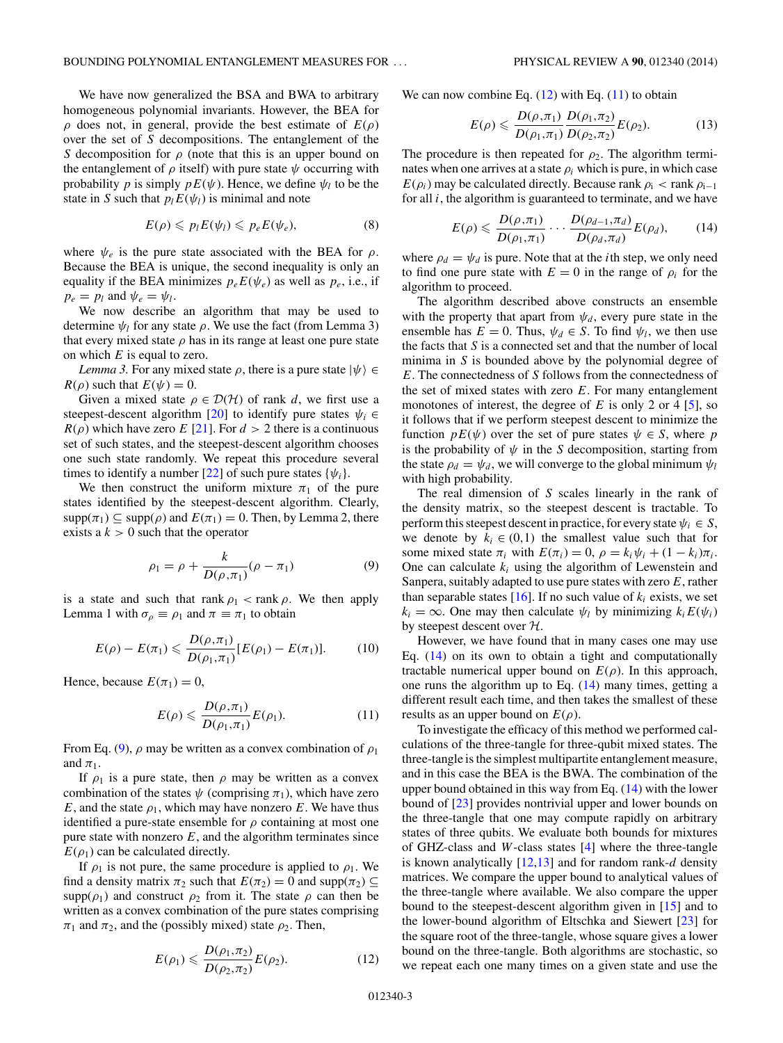We have now generalized the BSA and BWA to arbitrary homogeneous polynomial invariants. However, the BEA for $\rho$ does not, in general, provide the best estimate of $E(\rho)$ over the set of $S$ decompositions. The entanglement of the $S$ decomposition for $\rho$ (note that this is an upper bound on the entanglement of $\rho$ itself) with pure state $\psi$ occurring with probability $p$ is simply $pE(\psi)$. Hence, we define $\psi_l$ to be the state in $S$ such that $p_l E(\psi_l)$ is minimal and note

$$E(\rho) \leqslant p_l E(\psi_l) \leqslant p_e E(\psi_e), \tag{8}$$

where $\psi_e$ is the pure state associated with the BEA for $\rho$. Because the BEA is unique, the second inequality is only an equality if the BEA minimizes $p_e E(\psi_e)$ as well as $p_e$, i.e., if $p_e = p_l$ and $\psi_e = \psi_l$.

We now describe an algorithm that may be used to determine $\psi_l$ for any state $\rho$. We use the fact (from Lemma 3) that every mixed state $\rho$ has in its range at least one pure state on which $E$ is equal to zero.

*Lemma 3.* For any mixed state $\rho$, there is a pure state $|\psi\rangle \in R(\rho)$ such that $E(\psi) = 0$.

Given a mixed state $\rho \in \mathcal{D}(\mathcal{H})$ of rank $d$, we first use a steepest-descent algorithm [20] to identify pure states $\psi_i \in R(\rho)$ which have zero $E$ [21]. For $d > 2$ there is a continuous set of such states, and the steepest-descent algorithm chooses one such state randomly. We repeat this procedure several times to identify a number [22] of such pure states $\{\psi_i\}$.

We then construct the uniform mixture $\pi_1$ of the pure states identified by the steepest-descent algorithm. Clearly, $\text{supp}(\pi_1) \subseteq \text{supp}(\rho)$ and $E(\pi_1) = 0$. Then, by Lemma 2, there exists a $k > 0$ such that the operator

$$\rho_1 = \rho + \frac{k}{D(\rho,\pi_1)}(\rho - \pi_1) \tag{9}$$

is a state and such that $\text{rank}\,\rho_1 < \text{rank}\,\rho$. We then apply Lemma 1 with $\sigma_\rho \equiv \rho_1$ and $\pi \equiv \pi_1$ to obtain

$$E(\rho) - E(\pi_1) \leqslant \frac{D(\rho,\pi_1)}{D(\rho_1,\pi_1)}[E(\rho_1) - E(\pi_1)]. \tag{10}$$

Hence, because $E(\pi_1) = 0$,

$$E(\rho) \leqslant \frac{D(\rho,\pi_1)}{D(\rho_1,\pi_1)} E(\rho_1). \tag{11}$$

From Eq. (9), $\rho$ may be written as a convex combination of $\rho_1$ and $\pi_1$.

If $\rho_1$ is a pure state, then $\rho$ may be written as a convex combination of the states $\psi$ (comprising $\pi_1$), which have zero $E$, and the state $\rho_1$, which may have nonzero $E$. We have thus identified a pure-state ensemble for $\rho$ containing at most one pure state with nonzero $E$, and the algorithm terminates since $E(\rho_1)$ can be calculated directly.

If $\rho_1$ is not pure, the same procedure is applied to $\rho_1$. We find a density matrix $\pi_2$ such that $E(\pi_2) = 0$ and $\text{supp}(\pi_2) \subseteq \text{supp}(\rho_1)$ and construct $\rho_2$ from it. The state $\rho$ can then be written as a convex combination of the pure states comprising $\pi_1$ and $\pi_2$, and the (possibly mixed) state $\rho_2$. Then,

$$E(\rho_1) \leqslant \frac{D(\rho_1,\pi_2)}{D(\rho_2,\pi_2)} E(\rho_2). \tag{12}$$

We can now combine Eq. (12) with Eq. (11) to obtain

$$E(\rho) \leqslant \frac{D(\rho,\pi_1)}{D(\rho_1,\pi_1)} \frac{D(\rho_1,\pi_2)}{D(\rho_2,\pi_2)} E(\rho_2). \tag{13}$$

The procedure is then repeated for $\rho_2$. The algorithm terminates when one arrives at a state $\rho_i$ which is pure, in which case $E(\rho_i)$ may be calculated directly. Because $\text{rank}\,\rho_i < \text{rank}\,\rho_{i-1}$ for all $i$, the algorithm is guaranteed to terminate, and we have

$$E(\rho) \leqslant \frac{D(\rho,\pi_1)}{D(\rho_1,\pi_1)} \cdots \frac{D(\rho_{d-1},\pi_d)}{D(\rho_d,\pi_d)} E(\rho_d), \tag{14}$$

where $\rho_d = \psi_d$ is pure. Note that at the $i$th step, we only need to find one pure state with $E = 0$ in the range of $\rho_i$ for the algorithm to proceed.

The algorithm described above constructs an ensemble with the property that apart from $\psi_d$, every pure state in the ensemble has $E = 0$. Thus, $\psi_d \in S$. To find $\psi_l$, we then use the facts that $S$ is a connected set and that the number of local minima in $S$ is bounded above by the polynomial degree of $E$. The connectedness of $S$ follows from the connectedness of the set of mixed states with zero $E$. For many entanglement monotones of interest, the degree of $E$ is only 2 or 4 [5], so it follows that if we perform steepest descent to minimize the function $pE(\psi)$ over the set of pure states $\psi \in S$, where $p$ is the probability of $\psi$ in the $S$ decomposition, starting from the state $\rho_d = \psi_d$, we will converge to the global minimum $\psi_l$ with high probability.

The real dimension of $S$ scales linearly in the rank of the density matrix, so the steepest descent is tractable. To perform this steepest descent in practice, for every state $\psi_i \in S$, we denote by $k_i \in (0,1)$ the smallest value such that for some mixed state $\pi_i$ with $E(\pi_i) = 0$, $\rho = k_i \psi_i + (1 - k_i)\pi_i$. One can calculate $k_i$ using the algorithm of Lewenstein and Sanpera, suitably adapted to use pure states with zero $E$, rather than separable states [16]. If no such value of $k_i$ exists, we set $k_i = \infty$. One may then calculate $\psi_l$ by minimizing $k_i E(\psi_i)$ by steepest descent over $\mathcal{H}$.

However, we have found that in many cases one may use Eq. (14) on its own to obtain a tight and computationally tractable numerical upper bound on $E(\rho)$. In this approach, one runs the algorithm up to Eq. (14) many times, getting a different result each time, and then takes the smallest of these results as an upper bound on $E(\rho)$.

To investigate the efficacy of this method we performed calculations of the three-tangle for three-qubit mixed states. The three-tangle is the simplest multipartite entanglement measure, and in this case the BEA is the BWA. The combination of the upper bound obtained in this way from Eq. (14) with the lower bound of [23] provides nontrivial upper and lower bounds on the three-tangle that one may compute rapidly on arbitrary states of three qubits. We evaluate both bounds for mixtures of GHZ-class and $W$-class states [4] where the three-tangle is known analytically [12,13] and for random rank-$d$ density matrices. We compare the upper bound to analytical values of the three-tangle where available. We also compare the upper bound to the steepest-descent algorithm given in [15] and to the lower-bound algorithm of Eltschka and Siewert [23] for the square root of the three-tangle, whose square gives a lower bound on the three-tangle. Both algorithms are stochastic, so we repeat each one many times on a given state and use the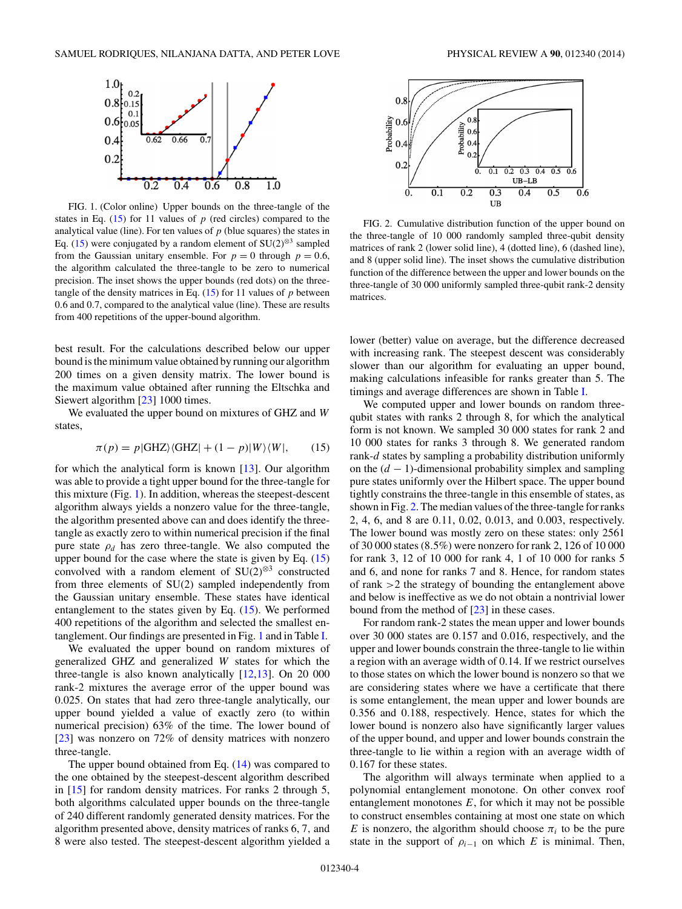FIG. 1. (Color online) Upper bounds on the three-tangle of the states in Eq. (15) for 11 values of $p$ (red circles) compared to the analytical value (line). For ten values of $p$ (blue squares) the states in Eq. (15) were conjugated by a random element of $SU(2)^{\otimes 3}$ sampled from the Gaussian unitary ensemble. For $p = 0$ through $p = 0.6$, the algorithm calculated the three-tangle to be zero to numerical precision. The inset shows the upper bounds (red dots) on the three-tangle of the density matrices in Eq. (15) for 11 values of $p$ between 0.6 and 0.7, compared to the analytical value (line). These are results from 400 repetitions of the upper-bound algorithm.

FIG. 2. Cumulative distribution function of the upper bound on the three-tangle of 10 000 randomly sampled three-qubit density matrices of rank 2 (lower solid line), 4 (dotted line), 6 (dashed line), and 8 (upper solid line). The inset shows the cumulative distribution function of the difference between the upper and lower bounds on the three-tangle of 30 000 uniformly sampled three-qubit rank-2 density matrices.

best result. For the calculations described below our upper bound is the minimum value obtained by running our algorithm 200 times on a given density matrix. The lower bound is the maximum value obtained after running the Eltschka and Siewert algorithm [23] 1000 times.

We evaluated the upper bound on mixtures of GHZ and $W$ states,

$$\pi(p) = p|\mathrm{GHZ}\rangle\langle\mathrm{GHZ}| + (1-p)|W\rangle\langle W|, \qquad (15)$$

for which the analytical form is known [13]. Our algorithm was able to provide a tight upper bound for the three-tangle for this mixture (Fig. 1). In addition, whereas the steepest-descent algorithm always yields a nonzero value for the three-tangle, the algorithm presented above can and does identify the three-tangle as exactly zero to within numerical precision if the final pure state $\rho_d$ has zero three-tangle. We also computed the upper bound for the case where the state is given by Eq. (15) convolved with a random element of $SU(2)^{\otimes 3}$ constructed from three elements of SU(2) sampled independently from the Gaussian unitary ensemble. These states have identical entanglement to the states given by Eq. (15). We performed 400 repetitions of the algorithm and selected the smallest entanglement. Our findings are presented in Fig. 1 and in Table I.

We evaluated the upper bound on random mixtures of generalized GHZ and generalized $W$ states for which the three-tangle is also known analytically [12,13]. On 20 000 rank-2 mixtures the average error of the upper bound was 0.025. On states that had zero three-tangle analytically, our upper bound yielded a value of exactly zero (to within numerical precision) 63% of the time. The lower bound of [23] was nonzero on 72% of density matrices with nonzero three-tangle.

The upper bound obtained from Eq. (14) was compared to the one obtained by the steepest-descent algorithm described in [15] for random density matrices. For ranks 2 through 5, both algorithms calculated upper bounds on the three-tangle of 240 different randomly generated density matrices. For the algorithm presented above, density matrices of ranks 6, 7, and 8 were also tested. The steepest-descent algorithm yielded a lower (better) value on average, but the difference decreased with increasing rank. The steepest descent was considerably slower than our algorithm for evaluating an upper bound, making calculations infeasible for ranks greater than 5. The timings and average differences are shown in Table I.

We computed upper and lower bounds on random three-qubit states with ranks 2 through 8, for which the analytical form is not known. We sampled 30 000 states for rank 2 and 10 000 states for ranks 3 through 8. We generated random rank-$d$ states by sampling a probability distribution uniformly on the $(d-1)$-dimensional probability simplex and sampling pure states uniformly over the Hilbert space. The upper bound tightly constrains the three-tangle in this ensemble of states, as shown in Fig. 2. The median values of the three-tangle for ranks 2, 4, 6, and 8 are 0.11, 0.02, 0.013, and 0.003, respectively. The lower bound was mostly zero on these states: only 2561 of 30 000 states (8.5%) were nonzero for rank 2, 126 of 10 000 for rank 3, 12 of 10 000 for rank 4, 1 of 10 000 for ranks 5 and 6, and none for ranks 7 and 8. Hence, for random states of rank $>2$ the strategy of bounding the entanglement above and below is ineffective as we do not obtain a nontrivial lower bound from the method of [23] in these cases.

For random rank-2 states the mean upper and lower bounds over 30 000 states are 0.157 and 0.016, respectively, and the upper and lower bounds constrain the three-tangle to lie within a region with an average width of 0.14. If we restrict ourselves to those states on which the lower bound is nonzero so that we are considering states where we have a certificate that there is some entanglement, the mean upper and lower bounds are 0.356 and 0.188, respectively. Hence, states for which the lower bound is nonzero also have significantly larger values of the upper bound, and upper and lower bounds constrain the three-tangle to lie within a region with an average width of 0.167 for these states.

The algorithm will always terminate when applied to a polynomial entanglement monotone. On other convex roof entanglement monotones $E$, for which it may not be possible to construct ensembles containing at most one state on which $E$ is nonzero, the algorithm should choose $\pi_i$ to be the pure state in the support of $\rho_{i-1}$ on which $E$ is minimal. Then,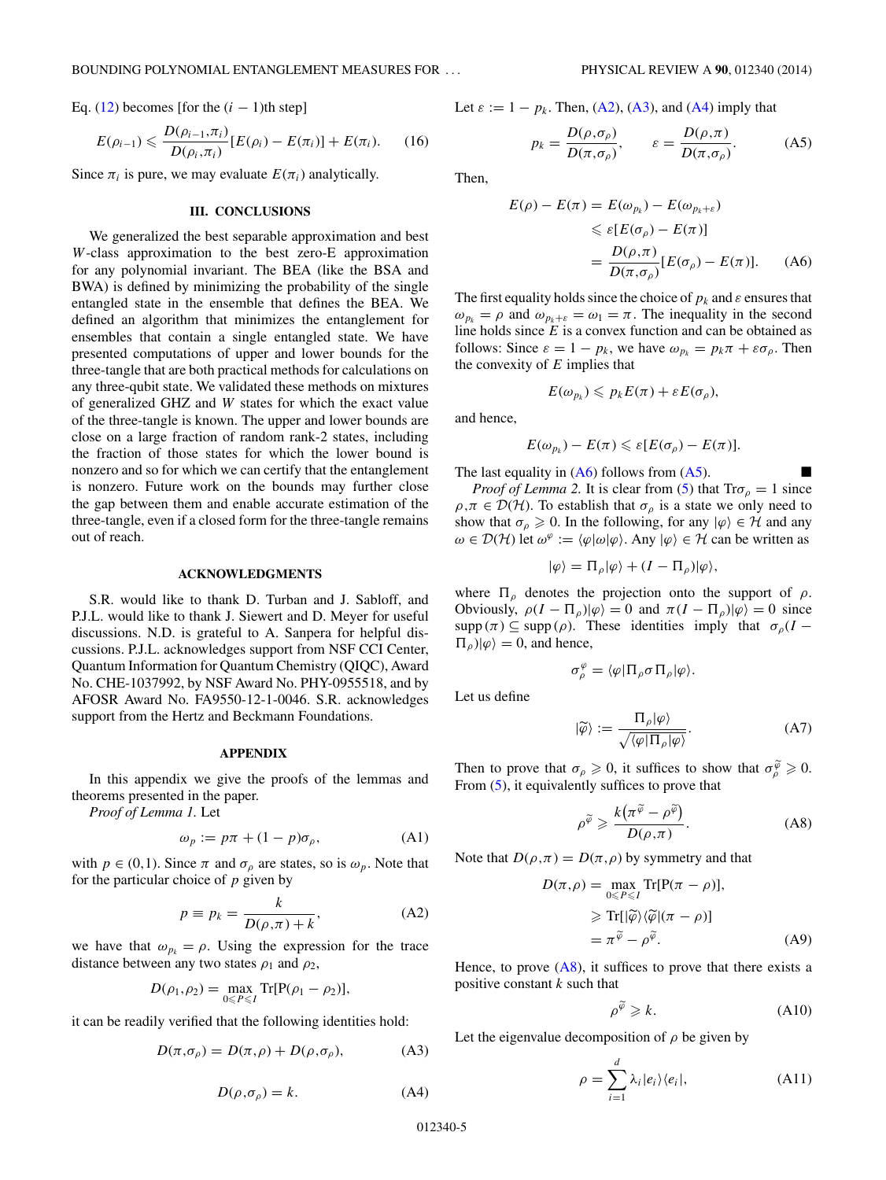Eq. (12) becomes [for the $(i-1)$th step]

$$E(\rho_{i-1}) \leqslant \frac{D(\rho_{i-1},\pi_i)}{D(\rho_i,\pi_i)}[E(\rho_i) - E(\pi_i)] + E(\pi_i). \tag{16}$$

Since $\pi_i$ is pure, we may evaluate $E(\pi_i)$ analytically.

## III. CONCLUSIONS

We generalized the best separable approximation and best $W$-class approximation to the best zero-E approximation for any polynomial invariant. The BEA (like the BSA and BWA) is defined by minimizing the probability of the single entangled state in the ensemble that defines the BEA. We defined an algorithm that minimizes the entanglement for ensembles that contain a single entangled state. We have presented computations of upper and lower bounds for the three-tangle that are both practical methods for calculations on any three-qubit state. We validated these methods on mixtures of generalized GHZ and $W$ states for which the exact value of the three-tangle is known. The upper and lower bounds are close on a large fraction of random rank-2 states, including the fraction of those states for which the lower bound is nonzero and so for which we can certify that the entanglement is nonzero. Future work on the bounds may further close the gap between them and enable accurate estimation of the three-tangle, even if a closed form for the three-tangle remains out of reach.

## ACKNOWLEDGMENTS

S.R. would like to thank D. Turban and J. Sabloff, and P.J.L. would like to thank J. Siewert and D. Meyer for useful discussions. N.D. is grateful to A. Sanpera for helpful discussions. P.J.L. acknowledges support from NSF CCI Center, Quantum Information for Quantum Chemistry (QIQC), Award No. CHE-1037992, by NSF Award No. PHY-0955518, and by AFOSR Award No. FA9550-12-1-0046. S.R. acknowledges support from the Hertz and Beckmann Foundations.

## APPENDIX

In this appendix we give the proofs of the lemmas and theorems presented in the paper.

*Proof of Lemma 1.* Let

$$\omega_p := p\pi + (1-p)\sigma_\rho, \tag{A1}$$

with $p \in (0,1)$. Since $\pi$ and $\sigma_\rho$ are states, so is $\omega_p$. Note that for the particular choice of $p$ given by

$$p \equiv p_k = \frac{k}{D(\rho,\pi)+k}, \tag{A2}$$

we have that $\omega_{p_k} = \rho$. Using the expression for the trace distance between any two states $\rho_1$ and $\rho_2$,

$$D(\rho_1,\rho_2) = \max_{0\leqslant P\leqslant I} \mathrm{Tr}[\mathrm{P}(\rho_1-\rho_2)],$$

it can be readily verified that the following identities hold:

$$D(\pi,\sigma_\rho) = D(\pi,\rho) + D(\rho,\sigma_\rho), \tag{A3}$$

$$D(\rho,\sigma_\rho) = k. \tag{A4}$$

Let $\varepsilon := 1 - p_k$. Then, (A2), (A3), and (A4) imply that

$$p_k = \frac{D(\rho,\sigma_\rho)}{D(\pi,\sigma_\rho)}, \qquad \varepsilon = \frac{D(\rho,\pi)}{D(\pi,\sigma_\rho)}. \tag{A5}$$

Then,

$$\begin{aligned} E(\rho) - E(\pi) &= E(\omega_{p_k}) - E(\omega_{p_k+\varepsilon}) \\ &\leqslant \varepsilon[E(\sigma_\rho) - E(\pi)] \\ &= \frac{D(\rho,\pi)}{D(\pi,\sigma_\rho)}[E(\sigma_\rho) - E(\pi)]. \end{aligned} \tag{A6}$$

The first equality holds since the choice of $p_k$ and $\varepsilon$ ensures that $\omega_{p_k} = \rho$ and $\omega_{p_k+\varepsilon} = \omega_1 = \pi$. The inequality in the second line holds since $E$ is a convex function and can be obtained as follows: Since $\varepsilon = 1 - p_k$, we have $\omega_{p_k} = p_k\pi + \varepsilon\sigma_\rho$. Then the convexity of $E$ implies that

$$E(\omega_{p_k}) \leqslant p_k E(\pi) + \varepsilon E(\sigma_\rho),$$

and hence,

$$E(\omega_{p_k}) - E(\pi) \leqslant \varepsilon[E(\sigma_\rho) - E(\pi)].$$

The last equality in (A6) follows from (A5). ■

*Proof of Lemma 2.* It is clear from (5) that $\mathrm{Tr}\sigma_\rho = 1$ since $\rho,\pi \in \mathcal{D}(\mathcal{H})$. To establish that $\sigma_\rho$ is a state we only need to show that $\sigma_\rho \geqslant 0$. In the following, for any $|\varphi\rangle \in \mathcal{H}$ and any $\omega \in \mathcal{D}(\mathcal{H})$ let $\omega^\varphi := \langle\varphi|\omega|\varphi\rangle$. Any $|\varphi\rangle \in \mathcal{H}$ can be written as

$$|\varphi\rangle = \Pi_\rho|\varphi\rangle + (I - \Pi_\rho)|\varphi\rangle,$$

where $\Pi_\rho$ denotes the projection onto the support of $\rho$. Obviously, $\rho(I-\Pi_\rho)|\varphi\rangle = 0$ and $\pi(I-\Pi_\rho)|\varphi\rangle = 0$ since $\mathrm{supp}(\pi) \subseteq \mathrm{supp}(\rho)$. These identities imply that $\sigma_\rho(I-\Pi_\rho)|\varphi\rangle = 0$, and hence,

$$\sigma_\rho^\varphi = \langle\varphi|\Pi_\rho\sigma\Pi_\rho|\varphi\rangle.$$

Let us define

$$|\widetilde{\varphi}\rangle := \frac{\Pi_\rho|\varphi\rangle}{\sqrt{\langle\varphi|\Pi_\rho|\varphi\rangle}}. \tag{A7}$$

Then to prove that $\sigma_\rho \geqslant 0$, it suffices to show that $\sigma_\rho^{\widetilde{\varphi}} \geqslant 0$. From (5), it equivalently suffices to prove that

$$\rho^{\widetilde{\varphi}} \geqslant \frac{k\left(\pi^{\widetilde{\varphi}} - \rho^{\widetilde{\varphi}}\right)}{D(\rho,\pi)}. \tag{A8}$$

Note that $D(\rho,\pi) = D(\pi,\rho)$ by symmetry and that

$$\begin{aligned} D(\pi,\rho) &= \max_{0\leqslant P\leqslant I} \mathrm{Tr}[\mathrm{P}(\pi-\rho)], \\ &\geqslant \mathrm{Tr}[|\widetilde{\varphi}\rangle\langle\widetilde{\varphi}|(\pi-\rho)] \\ &= \pi^{\widetilde{\varphi}} - \rho^{\widetilde{\varphi}}. \end{aligned} \tag{A9}$$

Hence, to prove (A8), it suffices to prove that there exists a positive constant $k$ such that

$$\rho^{\widetilde{\varphi}} \geqslant k. \tag{A10}$$

Let the eigenvalue decomposition of $\rho$ be given by

$$\rho = \sum_{i=1}^{d} \lambda_i |e_i\rangle\langle e_i|, \tag{A11}$$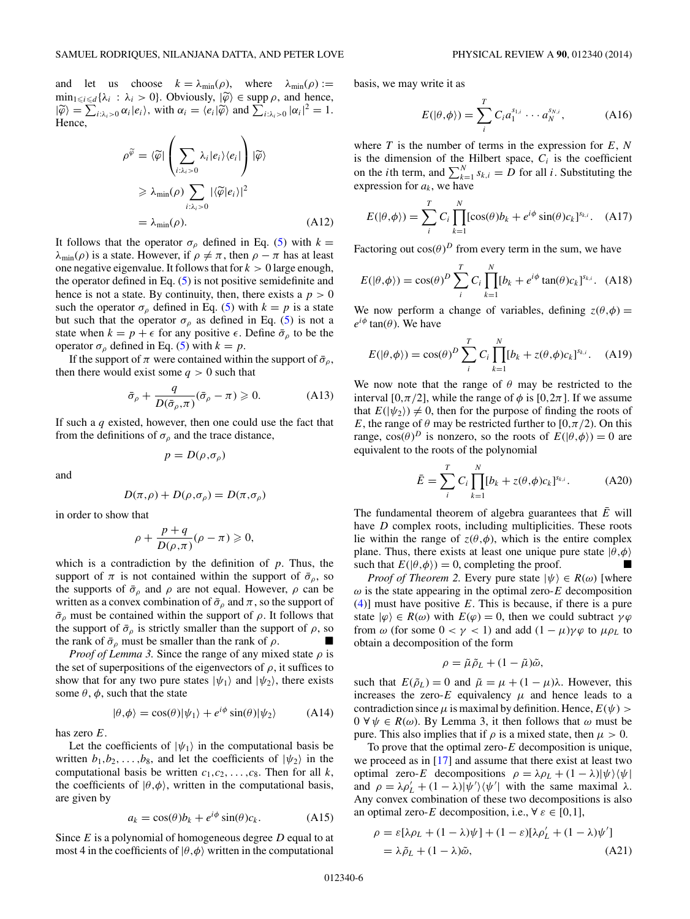and let us choose $k = \lambda_{\min}(\rho)$, where $\lambda_{\min}(\rho) := \min_{1\leqslant i\leqslant d}\{\lambda_i : \lambda_i > 0\}$. Obviously, $|\widetilde{\varphi}\rangle \in \operatorname{supp}\rho$, and hence, $|\widetilde{\varphi}\rangle = \sum_{i:\lambda_i>0}\alpha_i|e_i\rangle$, with $\alpha_i = \langle e_i|\widetilde{\varphi}\rangle$ and $\sum_{i:\lambda_i>0}|\alpha_i|^2 = 1$. Hence,

$$
\begin{aligned}
\rho^{\widetilde{\varphi}} &= \langle\widetilde{\varphi}|\left(\sum_{i:\lambda_i>0}\lambda_i|e_i\rangle\langle e_i|\right)|\widetilde{\varphi}\rangle \\
&\geqslant \lambda_{\min}(\rho)\sum_{i:\lambda_i>0}|\langle\widetilde{\varphi}|e_i\rangle|^2 \\
&= \lambda_{\min}(\rho).
\end{aligned} \tag{A12}
$$

It follows that the operator $\sigma_\rho$ defined in Eq. (5) with $k = \lambda_{\min}(\rho)$ is a state. However, if $\rho \neq \pi$, then $\rho - \pi$ has at least one negative eigenvalue. It follows that for $k > 0$ large enough, the operator defined in Eq. (5) is not positive semidefinite and hence is not a state. By continuity, then, there exists a $p > 0$ such the operator $\sigma_\rho$ defined in Eq. (5) with $k = p$ is a state but such that the operator $\sigma_\rho$ as defined in Eq. (5) is not a state when $k = p + \epsilon$ for any positive $\epsilon$. Define $\bar{\sigma}_\rho$ to be the operator $\sigma_\rho$ defined in Eq. (5) with $k = p$.

If the support of $\pi$ were contained within the support of $\bar{\sigma}_\rho$, then there would exist some $q > 0$ such that

$$
\bar{\sigma}_\rho + \frac{q}{D(\bar{\sigma}_\rho,\pi)}(\bar{\sigma}_\rho - \pi) \geqslant 0. \tag{A13}
$$

If such a $q$ existed, however, then one could use the fact that from the definitions of $\sigma_\rho$ and the trace distance,

$$
p = D(\rho,\sigma_\rho)
$$

and

$$
D(\pi,\rho) + D(\rho,\sigma_\rho) = D(\pi,\sigma_\rho)
$$

in order to show that

$$
\rho + \frac{p+q}{D(\rho,\pi)}(\rho - \pi) \geqslant 0,
$$

which is a contradiction by the definition of $p$. Thus, the support of $\pi$ is not contained within the support of $\bar{\sigma}_\rho$, so the supports of $\bar{\sigma}_\rho$ and $\rho$ are not equal. However, $\rho$ can be written as a convex combination of $\bar{\sigma}_\rho$ and $\pi$, so the support of $\bar{\sigma}_\rho$ must be contained within the support of $\rho$. It follows that the support of $\bar{\sigma}_\rho$ is strictly smaller than the support of $\rho$, so the rank of $\bar{\sigma}_\rho$ must be smaller than the rank of $\rho$. ■

*Proof of Lemma 3.* Since the range of any mixed state $\rho$ is the set of superpositions of the eigenvectors of $\rho$, it suffices to show that for any two pure states $|\psi_1\rangle$ and $|\psi_2\rangle$, there exists some $\theta$, $\phi$, such that the state

$$
|\theta,\phi\rangle = \cos(\theta)|\psi_1\rangle + e^{i\phi}\sin(\theta)|\psi_2\rangle \tag{A14}
$$

has zero $E$.

Let the coefficients of $|\psi_1\rangle$ in the computational basis be written $b_1, b_2, \ldots, b_8$, and let the coefficients of $|\psi_2\rangle$ in the computational basis be written $c_1, c_2, \ldots, c_8$. Then for all $k$, the coefficients of $|\theta,\phi\rangle$, written in the computational basis, are given by

$$
a_k = \cos(\theta)b_k + e^{i\phi}\sin(\theta)c_k. \tag{A15}
$$

Since $E$ is a polynomial of homogeneous degree $D$ equal to at most 4 in the coefficients of $|\theta,\phi\rangle$ written in the computational basis, we may write it as

$$
E(|\theta,\phi\rangle) = \sum_i^T C_i a_1^{s_{1,i}} \cdots a_N^{s_{N,i}}, \tag{A16}
$$

where $T$ is the number of terms in the expression for $E$, $N$ is the dimension of the Hilbert space, $C_i$ is the coefficient on the $i$th term, and $\sum_{k=1}^N s_{k,i} = D$ for all $i$. Substituting the expression for $a_k$, we have

$$
E(|\theta,\phi\rangle) = \sum_i^T C_i \prod_{k=1}^N [\cos(\theta)b_k + e^{i\phi}\sin(\theta)c_k]^{s_{k,i}}. \tag{A17}
$$

Factoring out $\cos(\theta)^D$ from every term in the sum, we have

$$
E(|\theta,\phi\rangle) = \cos(\theta)^D \sum_i^T C_i \prod_{k=1}^N [b_k + e^{i\phi}\tan(\theta)c_k]^{s_{k,i}}. \tag{A18}
$$

We now perform a change of variables, defining $z(\theta,\phi) = e^{i\phi}\tan(\theta)$. We have

$$
E(|\theta,\phi\rangle) = \cos(\theta)^D \sum_i^T C_i \prod_{k=1}^N [b_k + z(\theta,\phi)c_k]^{s_{k,i}}. \tag{A19}
$$

We now note that the range of $\theta$ may be restricted to the interval $[0,\pi/2]$, while the range of $\phi$ is $[0,2\pi]$. If we assume that $E(|\psi_2\rangle) \neq 0$, then for the purpose of finding the roots of $E$, the range of $\theta$ may be restricted further to $[0,\pi/2)$. On this range, $\cos(\theta)^D$ is nonzero, so the roots of $E(|\theta,\phi\rangle) = 0$ are equivalent to the roots of the polynomial

$$
\bar{E} = \sum_i^T C_i \prod_{k=1}^N [b_k + z(\theta,\phi)c_k]^{s_{k,i}}. \tag{A20}
$$

The fundamental theorem of algebra guarantees that $\bar{E}$ will have $D$ complex roots, including multiplicities. These roots lie within the range of $z(\theta,\phi)$, which is the entire complex plane. Thus, there exists at least one unique pure state $|\theta,\phi\rangle$ such that $E(|\theta,\phi\rangle) = 0$, completing the proof. ■

*Proof of Theorem 2.* Every pure state $|\psi\rangle \in R(\omega)$ [where $\omega$ is the state appearing in the optimal zero-$E$ decomposition (4)] must have positive $E$. This is because, if there is a pure state $|\varphi\rangle \in R(\omega)$ with $E(\varphi) = 0$, then we could subtract $\gamma\varphi$ from $\omega$ (for some $0 < \gamma < 1$) and add $(1-\mu)\gamma\varphi$ to $\mu\rho_L$ to obtain a decomposition of the form

$$
\rho = \tilde{\mu}\tilde{\rho}_L + (1-\tilde{\mu})\tilde{\omega},
$$

such that $E(\tilde{\rho}_L) = 0$ and $\tilde{\mu} = \mu + (1-\mu)\lambda$. However, this increases the zero-$E$ equivalency $\mu$ and hence leads to a contradiction since $\mu$ is maximal by definition. Hence, $E(\psi) > 0\ \forall\, \psi \in R(\omega)$. By Lemma 3, it then follows that $\omega$ must be pure. This also implies that if $\rho$ is a mixed state, then $\mu > 0$.

To prove that the optimal zero-$E$ decomposition is unique, we proceed as in [17] and assume that there exist at least two optimal zero-$E$ decompositions $\rho = \lambda\rho_L + (1-\lambda)|\psi\rangle\langle\psi|$ and $\rho = \lambda\rho_L' + (1-\lambda)|\psi'\rangle\langle\psi'|$ with the same maximal $\lambda$. Any convex combination of these two decompositions is also an optimal zero-$E$ decomposition, i.e., $\forall\, \varepsilon \in [0,1]$,

$$
\begin{aligned}
\rho &= \varepsilon[\lambda\rho_L + (1-\lambda)\psi] + (1-\varepsilon)[\lambda\rho_L' + (1-\lambda)\psi'] \\
&= \lambda\tilde{\rho}_L + (1-\lambda)\tilde{\omega},
\end{aligned} \tag{A21}
$$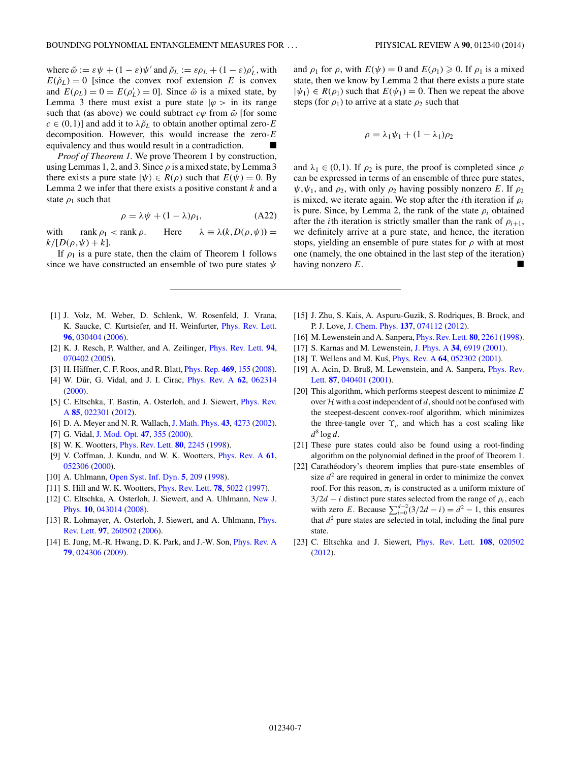where $\tilde{\omega} := \varepsilon\psi + (1-\varepsilon)\psi'$ and $\tilde{\rho}_L := \varepsilon\rho_L + (1-\varepsilon)\rho_L'$, with $E(\tilde{\rho}_L) = 0$ [since the convex roof extension $E$ is convex and $E(\rho_L) = 0 = E(\rho_L') = 0$]. Since $\tilde{\omega}$ is a mixed state, by Lemma 3 there must exist a pure state $|\varphi>$ in its range such that (as above) we could subtract $c\varphi$ from $\tilde{\omega}$ [for some $c \in (0,1)$] and add it to $\lambda\tilde{\rho}_L$ to obtain another optimal zero-$E$ decomposition. However, this would increase the zero-$E$ equivalency and thus would result in a contradiction. ■

*Proof of Theorem 1.* We prove Theorem 1 by construction, using Lemmas 1, 2, and 3. Since $\rho$ is a mixed state, by Lemma 3 there exists a pure state $|\psi\rangle \in R(\rho)$ such that $E(\psi) = 0$. By Lemma 2 we infer that there exists a positive constant $k$ and a state $\rho_1$ such that

$$\rho = \lambda\psi + (1-\lambda)\rho_1, \tag{A22}$$

with $\operatorname{rank}\rho_1 < \operatorname{rank}\rho$. Here $\lambda \equiv \lambda(k, D(\rho,\psi)) = k/[D(\rho,\psi) + k]$.

If $\rho_1$ is a pure state, then the claim of Theorem 1 follows since we have constructed an ensemble of two pure states $\psi$ and $\rho_1$ for $\rho$, with $E(\psi) = 0$ and $E(\rho_1) \geqslant 0$. If $\rho_1$ is a mixed state, then we know by Lemma 2 that there exists a pure state $|\psi_1\rangle \in R(\rho_1)$ such that $E(\psi_1) = 0$. Then we repeat the above steps (for $\rho_1$) to arrive at a state $\rho_2$ such that

$$\rho = \lambda_1\psi_1 + (1-\lambda_1)\rho_2$$

and $\lambda_1 \in (0,1)$. If $\rho_2$ is pure, the proof is completed since $\rho$ can be expressed in terms of an ensemble of three pure states, $\psi, \psi_1$, and $\rho_2$, with only $\rho_2$ having possibly nonzero $E$. If $\rho_2$ is mixed, we iterate again. We stop after the $i$th iteration if $\rho_i$ is pure. Since, by Lemma 2, the rank of the state $\rho_i$ obtained after the $i$th iteration is strictly smaller than the rank of $\rho_{i+1}$, we definitely arrive at a pure state, and hence, the iteration stops, yielding an ensemble of pure states for $\rho$ with at most one (namely, the one obtained in the last step of the iteration) having nonzero $E$. ■

---

[1] J. Volz, M. Weber, D. Schlenk, W. Rosenfeld, J. Vrana, K. Saucke, C. Kurtsiefer, and H. Weinfurter, Phys. Rev. Lett. **96**, 030404 (2006).

[2] K. J. Resch, P. Walther, and A. Zeilinger, Phys. Rev. Lett. **94**, 070402 (2005).

[3] H. Häffner, C. F. Roos, and R. Blatt, Phys. Rep. **469**, 155 (2008).

[4] W. Dür, G. Vidal, and J. I. Cirac, Phys. Rev. A **62**, 062314 (2000).

[5] C. Eltschka, T. Bastin, A. Osterloh, and J. Siewert, Phys. Rev. A **85**, 022301 (2012).

[6] D. A. Meyer and N. R. Wallach, J. Math. Phys. **43**, 4273 (2002).

[7] G. Vidal, J. Mod. Opt. **47**, 355 (2000).

[8] W. K. Wootters, Phys. Rev. Lett. **80**, 2245 (1998).

[9] V. Coffman, J. Kundu, and W. K. Wootters, Phys. Rev. A **61**, 052306 (2000).

[10] A. Uhlmann, Open Syst. Inf. Dyn. **5**, 209 (1998).

[11] S. Hill and W. K. Wootters, Phys. Rev. Lett. **78**, 5022 (1997).

[12] C. Eltschka, A. Osterloh, J. Siewert, and A. Uhlmann, New J. Phys. **10**, 043014 (2008).

[13] R. Lohmayer, A. Osterloh, J. Siewert, and A. Uhlmann, Phys. Rev. Lett. **97**, 260502 (2006).

[14] E. Jung, M.-R. Hwang, D. K. Park, and J.-W. Son, Phys. Rev. A **79**, 024306 (2009).

[15] J. Zhu, S. Kais, A. Aspuru-Guzik, S. Rodriques, B. Brock, and P. J. Love, J. Chem. Phys. **137**, 074112 (2012).

[16] M. Lewenstein and A. Sanpera, Phys. Rev. Lett. **80**, 2261 (1998).

[17] S. Karnas and M. Lewenstein, J. Phys. A **34**, 6919 (2001).

[18] T. Wellens and M. Kuś, Phys. Rev. A **64**, 052302 (2001).

[19] A. Acin, D. Bruß, M. Lewenstein, and A. Sanpera, Phys. Rev. Lett. **87**, 040401 (2001).

[20] This algorithm, which performs steepest descent to minimize $E$ over $\mathcal{H}$ with a cost independent of $d$, should not be confused with the steepest-descent convex-roof algorithm, which minimizes the three-tangle over $\Upsilon_\rho$ and which has a cost scaling like $d^8 \log d$.

[21] These pure states could also be found using a root-finding algorithm on the polynomial defined in the proof of Theorem 1.

[22] Carathéodory's theorem implies that pure-state ensembles of size $d^2$ are required in general in order to minimize the convex roof. For this reason, $\pi_i$ is constructed as a uniform mixture of $3/2d - i$ distinct pure states selected from the range of $\rho_i$, each with zero $E$. Because $\sum_{i=0}^{d-2}(3/2d - i) = d^2 - 1$, this ensures that $d^2$ pure states are selected in total, including the final pure state.

[23] C. Eltschka and J. Siewert, Phys. Rev. Lett. **108**, 020502 (2012).